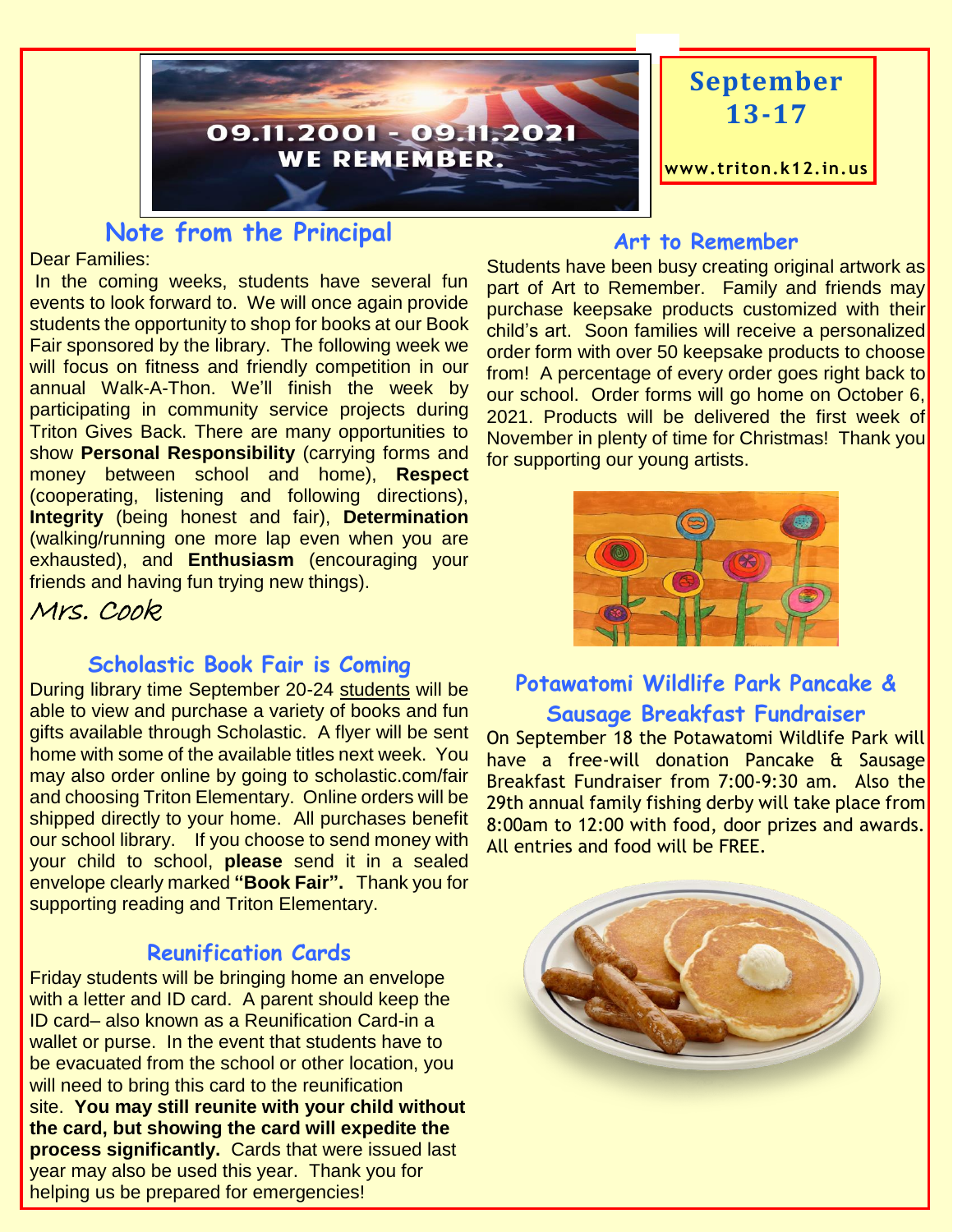09.11.2001 - 09.11.2021
WE REMEMBER.

**September 13-17**

www.triton.k12.in.us

## Note from the Principal

Dear Families:

In the coming weeks, students have several fun events to look forward to. We will once again provide students the opportunity to shop for books at our Book Fair sponsored by the library. The following week we will focus on fitness and friendly competition in our annual Walk-A-Thon. We'll finish the week by participating in community service projects during Triton Gives Back. There are many opportunities to show **Personal Responsibility** (carrying forms and money between school and home), **Respect** (cooperating, listening and following directions), **Integrity** (being honest and fair), **Determination** (walking/running one more lap even when you are exhausted), and **Enthusiasm** (encouraging your friends and having fun trying new things).

*Mrs. Cook*

## Scholastic Book Fair is Coming

During library time September 20-24 students will be able to view and purchase a variety of books and fun gifts available through Scholastic. A flyer will be sent home with some of the available titles next week. You may also order online by going to scholastic.com/fair and choosing Triton Elementary. Online orders will be shipped directly to your home. All purchases benefit our school library. If you choose to send money with your child to school, **please** send it in a sealed envelope clearly marked **"Book Fair".** Thank you for supporting reading and Triton Elementary.

## Reunification Cards

Friday students will be bringing home an envelope with a letter and ID card. A parent should keep the ID card– also known as a Reunification Card-in a wallet or purse. In the event that students have to be evacuated from the school or other location, you will need to bring this card to the reunification site. **You may still reunite with your child without the card, but showing the card will expedite the process significantly.** Cards that were issued last year may also be used this year. Thank you for helping us be prepared for emergencies!

## Art to Remember

Students have been busy creating original artwork as part of Art to Remember. Family and friends may purchase keepsake products customized with their child's art. Soon families will receive a personalized order form with over 50 keepsake products to choose from! A percentage of every order goes right back to our school. Order forms will go home on October 6, 2021. Products will be delivered the first week of November in plenty of time for Christmas! Thank you for supporting our young artists.

## Potawatomi Wildlife Park Pancake & Sausage Breakfast Fundraiser

On September 18 the Potawatomi Wildlife Park will have a free-will donation Pancake & Sausage Breakfast Fundraiser from 7:00-9:30 am. Also the 29th annual family fishing derby will take place from 8:00am to 12:00 with food, door prizes and awards. All entries and food will be FREE.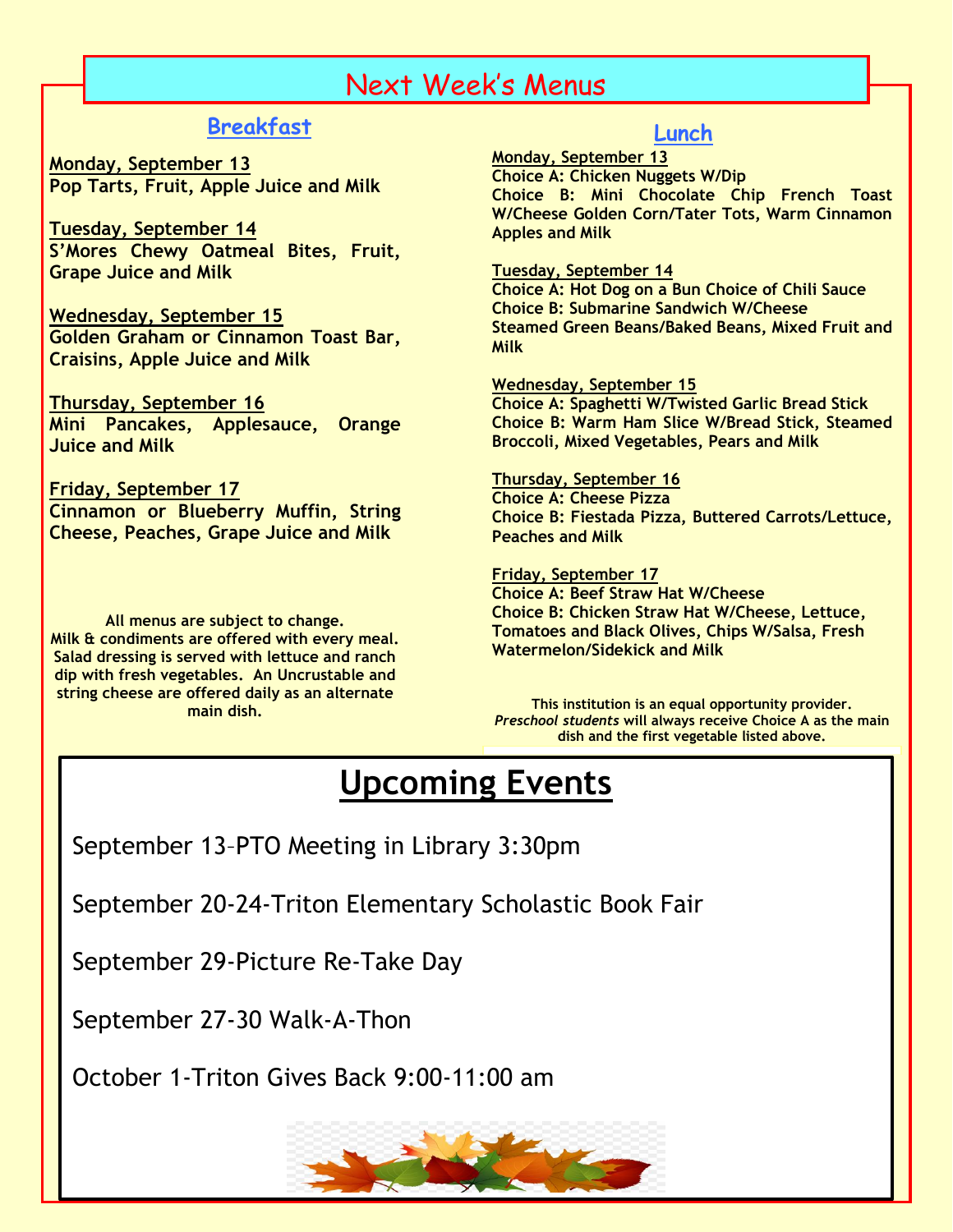# Next Week's Menus

## Breakfast

**Monday, September 13**
**Pop Tarts, Fruit, Apple Juice and Milk**

**Tuesday, September 14**
**S'Mores Chewy Oatmeal Bites, Fruit, Grape Juice and Milk**

**Wednesday, September 15**
**Golden Graham or Cinnamon Toast Bar, Craisins, Apple Juice and Milk**

**Thursday, September 16**
**Mini Pancakes, Applesauce, Orange Juice and Milk**

**Friday, September 17**
**Cinnamon or Blueberry Muffin, String Cheese, Peaches, Grape Juice and Milk**

**All menus are subject to change.**
**Milk & condiments are offered with every meal. Salad dressing is served with lettuce and ranch dip with fresh vegetables. An Uncrustable and string cheese are offered daily as an alternate main dish.**

## Lunch

**Monday, September 13**
**Choice A: Chicken Nuggets W/Dip**
**Choice B: Mini Chocolate Chip French Toast W/Cheese Golden Corn/Tater Tots, Warm Cinnamon Apples and Milk**

**Tuesday, September 14**
**Choice A: Hot Dog on a Bun Choice of Chili Sauce**
**Choice B: Submarine Sandwich W/Cheese**
**Steamed Green Beans/Baked Beans, Mixed Fruit and Milk**

**Wednesday, September 15**
**Choice A: Spaghetti W/Twisted Garlic Bread Stick**
**Choice B: Warm Ham Slice W/Bread Stick, Steamed Broccoli, Mixed Vegetables, Pears and Milk**

**Thursday, September 16**
**Choice A: Cheese Pizza**
**Choice B: Fiestada Pizza, Buttered Carrots/Lettuce, Peaches and Milk**

**Friday, September 17**
**Choice A: Beef Straw Hat W/Cheese**
**Choice B: Chicken Straw Hat W/Cheese, Lettuce, Tomatoes and Black Olives, Chips W/Salsa, Fresh Watermelon/Sidekick and Milk**

**This institution is an equal opportunity provider.**
***Preschool students* will always receive Choice A as the main dish and the first vegetable listed above.**

# Upcoming Events

September 13–PTO Meeting in Library 3:30pm

September 20-24-Triton Elementary Scholastic Book Fair

September 29-Picture Re-Take Day

September 27-30 Walk-A-Thon

October 1-Triton Gives Back 9:00-11:00 am